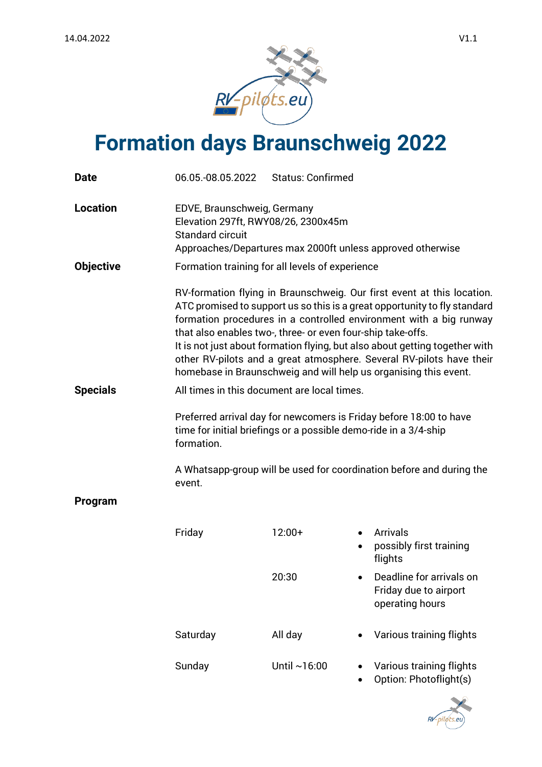14.04.2022 V1.1

# Formation days Braunschweig 2022

**Date** 06.05.-08.05.2022 Status: Confirmed

**Location** EDVE, Braunschweig, Germany
Elevation 297ft, RWY08/26, 2300x45m
Standard circuit
Approaches/Departures max 2000ft unless approved otherwise

**Objective** Formation training for all levels of experience

RV-formation flying in Braunschweig. Our first event at this location. ATC promised to support us so this is a great opportunity to fly standard formation procedures in a controlled environment with a big runway that also enables two-, three- or even four-ship take-offs.
It is not just about formation flying, but also about getting together with other RV-pilots and a great atmosphere. Several RV-pilots have their homebase in Braunschweig and will help us organising this event.

**Specials** All times in this document are local times.

Preferred arrival day for newcomers is Friday before 18:00 to have time for initial briefings or a possible demo-ride in a 3/4-ship formation.

A Whatsapp-group will be used for coordination before and during the event.

**Program**

| Day | Time | Activity |
|---|---|---|
| Friday | 12:00+ | • Arrivals<br>• possibly first training flights |
| | 20:30 | • Deadline for arrivals on Friday due to airport operating hours |
| Saturday | All day | • Various training flights |
| Sunday | Until ~16:00 | • Various training flights<br>• Option: Photoflight(s) |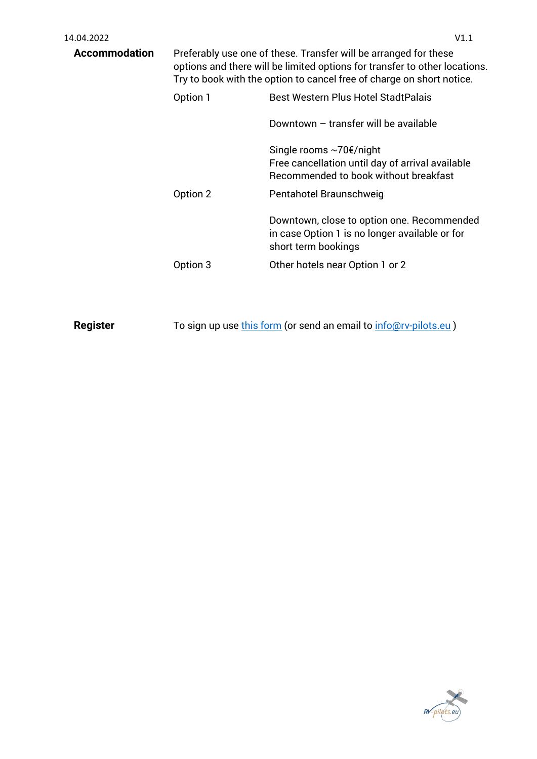**Accommodation**

Preferably use one of these. Transfer will be arranged for these options and there will be limited options for transfer to other locations. Try to book with the option to cancel free of charge on short notice.

| | |
|---|---|
| Option 1 | Best Western Plus Hotel StadtPalais<br><br>Downtown – transfer will be available<br><br>Single rooms ~70€/night<br>Free cancellation until day of arrival available<br>Recommended to book without breakfast |
| Option 2 | Pentahotel Braunschweig<br><br>Downtown, close to option one. Recommended in case Option 1 is no longer available or for short term bookings |
| Option 3 | Other hotels near Option 1 or 2 |

**Register**

To sign up use this form (or send an email to info@rv-pilots.eu )